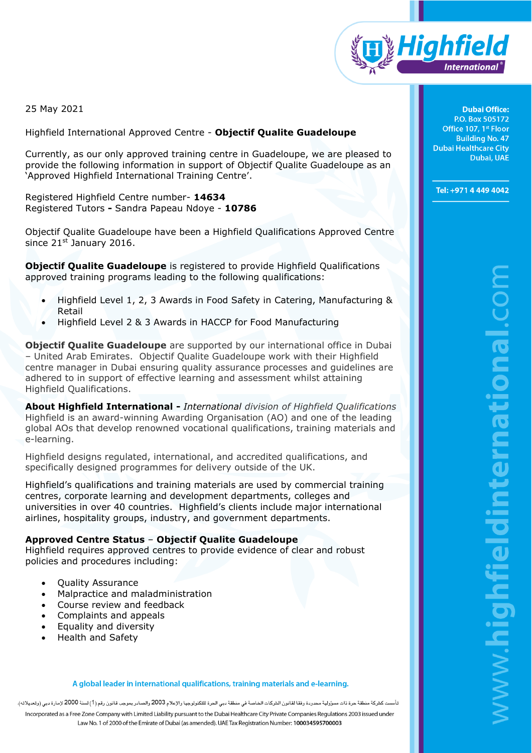25 May 2021

Highfield International Approved Centre - **Objectif Qualite Guadeloupe**

Currently, as our only approved training centre in Guadeloupe, we are pleased to provide the following information in support of Objectif Qualite Guadeloupe as an 'Approved Highfield International Training Centre'.

Registered Highfield Centre number- **14634**
Registered Tutors **-** Sandra Papeau Ndoye - **10786**

Objectif Qualite Guadeloupe have been a Highfield Qualifications Approved Centre since 21st January 2016.

**Objectif Qualite Guadeloupe** is registered to provide Highfield Qualifications approved training programs leading to the following qualifications:

- Highfield Level 1, 2, 3 Awards in Food Safety in Catering, Manufacturing & Retail
- Highfield Level 2 & 3 Awards in HACCP for Food Manufacturing

**Objectif Qualite Guadeloupe** are supported by our international office in Dubai – United Arab Emirates. Objectif Qualite Guadeloupe work with their Highfield centre manager in Dubai ensuring quality assurance processes and guidelines are adhered to in support of effective learning and assessment whilst attaining Highfield Qualifications.

**About Highfield International -** *International division of Highfield Qualifications*
Highfield is an award-winning Awarding Organisation (AO) and one of the leading global AOs that develop renowned vocational qualifications, training materials and e-learning.

Highfield designs regulated, international, and accredited qualifications, and specifically designed programmes for delivery outside of the UK.

Highfield's qualifications and training materials are used by commercial training centres, corporate learning and development departments, colleges and universities in over 40 countries. Highfield's clients include major international airlines, hospitality groups, industry, and government departments.

**Approved Centre Status** – **Objectif Qualite Guadeloupe**
Highfield requires approved centres to provide evidence of clear and robust policies and procedures including:

- Quality Assurance
- Malpractice and maladministration
- Course review and feedback
- Complaints and appeals
- Equality and diversity
- Health and Safety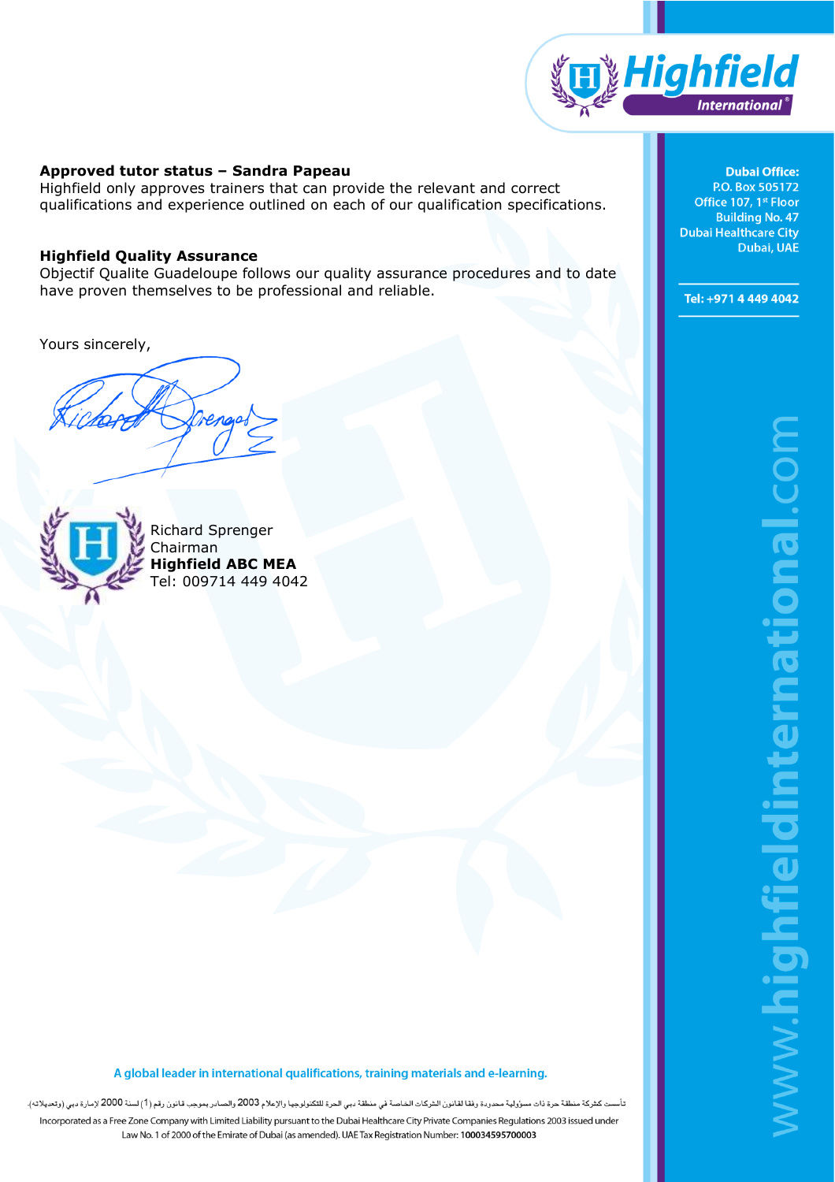**Approved tutor status – Sandra Papeau**

Highfield only approves trainers that can provide the relevant and correct qualifications and experience outlined on each of our qualification specifications.

**Highfield Quality Assurance**

Objectif Qualite Guadeloupe follows our quality assurance procedures and to date have proven themselves to be professional and reliable.

Yours sincerely,

Richard Sprenger
Chairman
**Highfield ABC MEA**
Tel: 009714 449 4042

A global leader in international qualifications, training materials and e-learning.

تأسست كشركة منطقة حرة ذات مسؤولية محدودة وفقا لقانون الشركات الخاصة في منطقة دبي الحرة للتكنولوجيا والإعلام 2003 والصادر بموجب قانون رقم (1) لسنة 2000 لإمارة دبي (وتعديلاته).

Incorporated as a Free Zone Company with Limited Liability pursuant to the Dubai Healthcare City Private Companies Regulations 2003 issued under Law No. 1 of 2000 of the Emirate of Dubai (as amended). UAE Tax Registration Number: **100034595700003**

**Dubai Office:**
P.O. Box 505172
Office 107, 1st Floor
Building No. 47
Dubai Healthcare City
Dubai, UAE

**Tel: +971 4 449 4042**

www.highfieldinternational.com